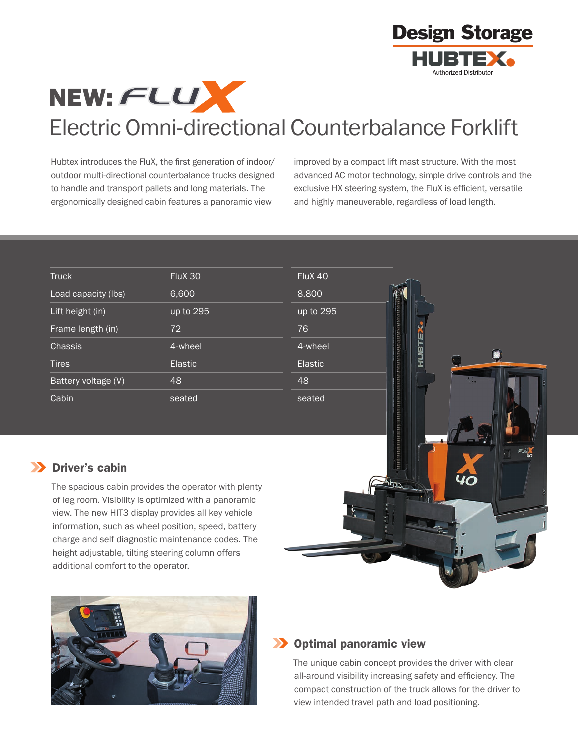Design Storage

HUBTEX Authorized Distributor

# NEW: FLUX

## Electric Omni-directional Counterbalance Forklift

Hubtex introduces the FluX, the first generation of indoor/outdoor multi-directional counterbalance trucks designed to handle and transport pallets and long materials. The ergonomically designed cabin features a panoramic view improved by a compact lift mast structure. With the most advanced AC motor technology, simple drive controls and the exclusive HX steering system, the FluX is efficient, versatile and highly maneuverable, regardless of load length.

| Truck | FluX 30 | FluX 40 |
|---|---|---|
| Load capacity (lbs) | 6,600 | 8,800 |
| Lift height (in) | up to 295 | up to 295 |
| Frame length (in) | 72 | 76 |
| Chassis | 4-wheel | 4-wheel |
| Tires | Elastic | Elastic |
| Battery voltage (V) | 48 | 48 |
| Cabin | seated | seated |

### Driver's cabin

The spacious cabin provides the operator with plenty of leg room. Visibility is optimized with a panoramic view. The new HIT3 display provides all key vehicle information, such as wheel position, speed, battery charge and self diagnostic maintenance codes. The height adjustable, tilting steering column offers additional comfort to the operator.

### Optimal panoramic view

The unique cabin concept provides the driver with clear all-around visibility increasing safety and efficiency. The compact construction of the truck allows for the driver to view intended travel path and load positioning.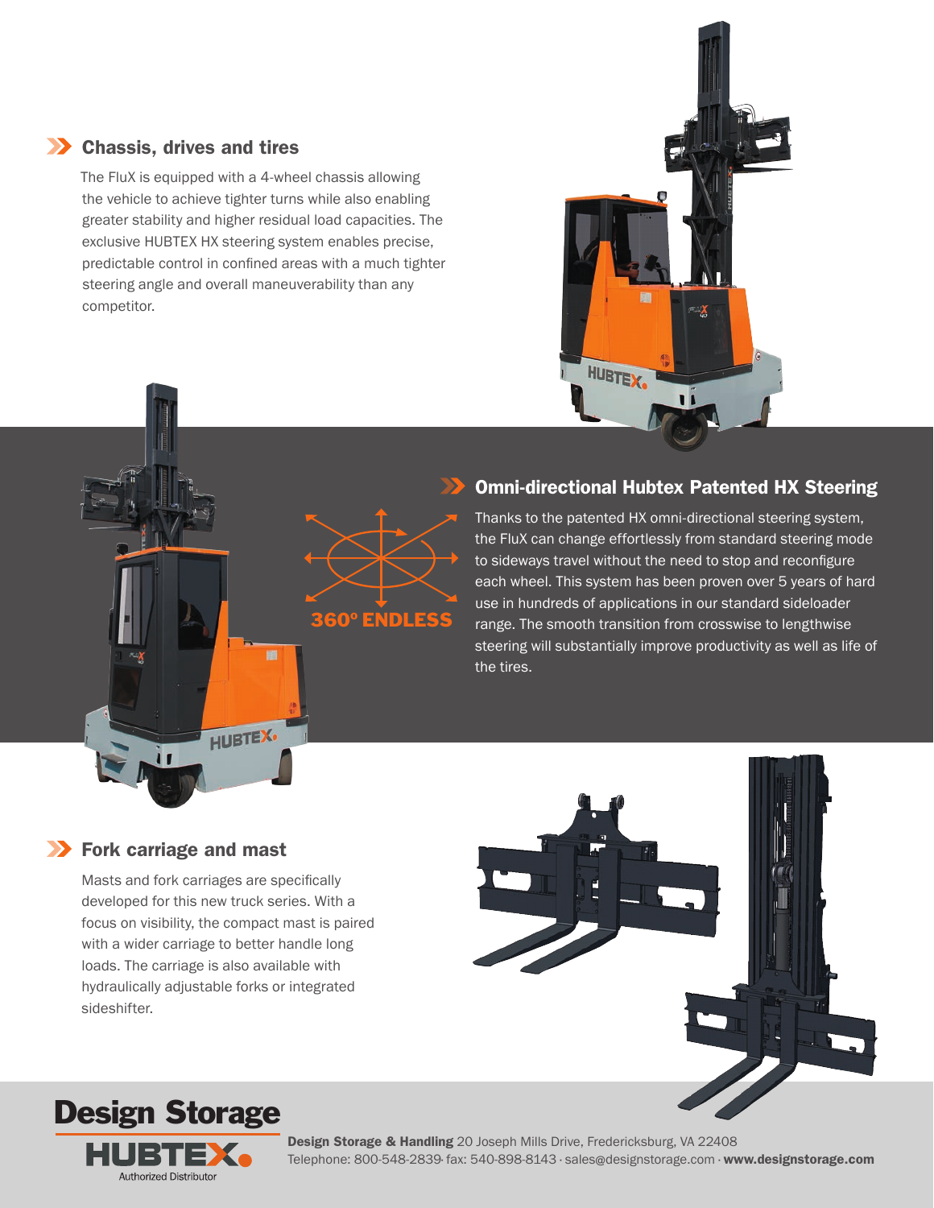## Chassis, drives and tires

The FluX is equipped with a 4-wheel chassis allowing the vehicle to achieve tighter turns while also enabling greater stability and higher residual load capacities. The exclusive HUBTEX HX steering system enables precise, predictable control in confined areas with a much tighter steering angle and overall maneuverability than any competitor.

## Omni-directional Hubtex Patented HX Steering

360° ENDLESS

Thanks to the patented HX omni-directional steering system, the FluX can change effortlessly from standard steering mode to sideways travel without the need to stop and reconfigure each wheel. This system has been proven over 5 years of hard use in hundreds of applications in our standard sideloader range. The smooth transition from crosswise to lengthwise steering will substantially improve productivity as well as life of the tires.

## Fork carriage and mast

Masts and fork carriages are specifically developed for this new truck series. With a focus on visibility, the compact mast is paired with a wider carriage to better handle long loads. The carriage is also available with hydraulically adjustable forks or integrated sideshifter.

**Design Storage**

**HUBTEX** Authorized Distributor

**Design Storage & Handling** 20 Joseph Mills Drive, Fredericksburg, VA 22408
Telephone: 800-548-2839· fax: 540-898-8143 · sales@designstorage.com · **www.designstorage.com**